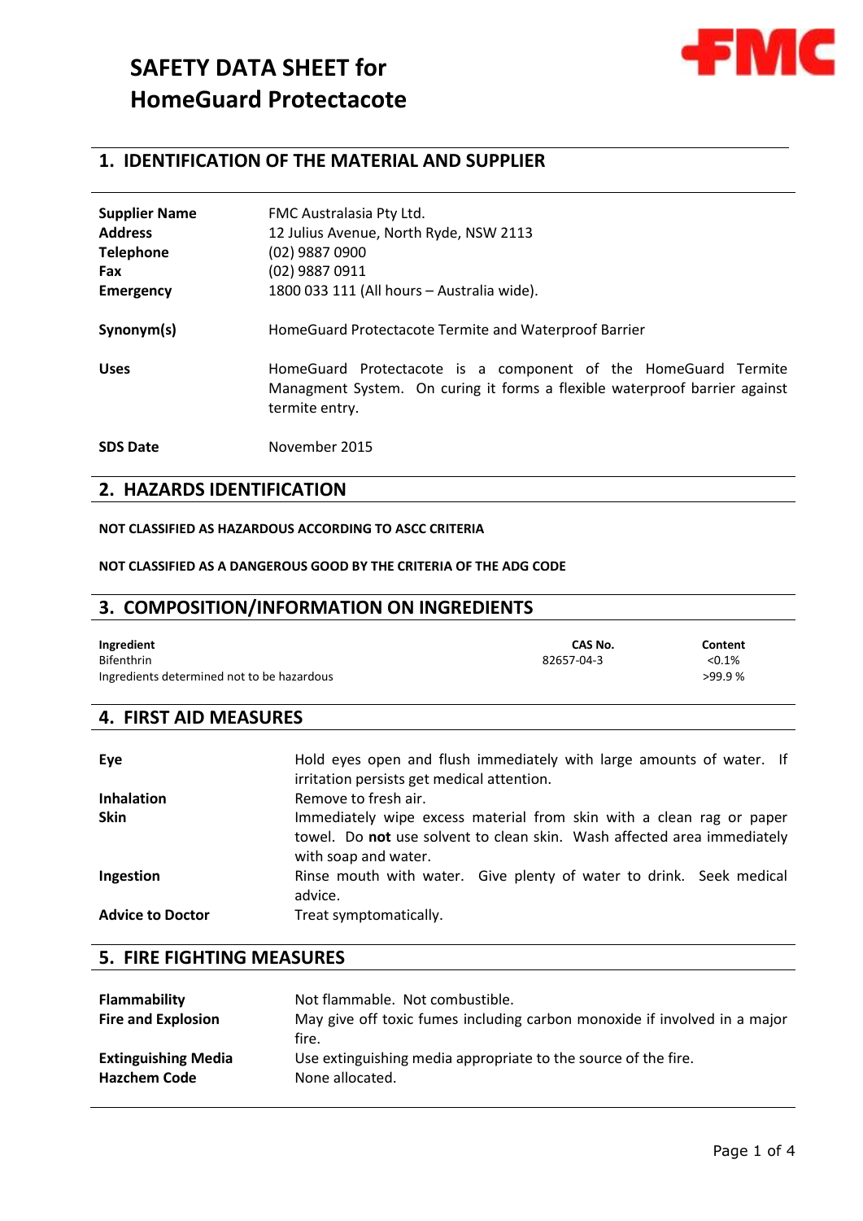# SAFETY DATA SHEET for HomeGuard Protectacote

## 1. IDENTIFICATION OF THE MATERIAL AND SUPPLIER

| | |
|---|---|
| **Supplier Name** | FMC Australasia Pty Ltd. |
| **Address** | 12 Julius Avenue, North Ryde, NSW 2113 |
| **Telephone** | (02) 9887 0900 |
| **Fax** | (02) 9887 0911 |
| **Emergency** | 1800 033 111 (All hours – Australia wide). |
| **Synonym(s)** | HomeGuard Protectacote Termite and Waterproof Barrier |
| **Uses** | HomeGuard Protectacote is a component of the HomeGuard Termite Managment System. On curing it forms a flexible waterproof barrier against termite entry. |
| **SDS Date** | November 2015 |

## 2. HAZARDS IDENTIFICATION

**NOT CLASSIFIED AS HAZARDOUS ACCORDING TO ASCC CRITERIA**

**NOT CLASSIFIED AS A DANGEROUS GOOD BY THE CRITERIA OF THE ADG CODE**

## 3. COMPOSITION/INFORMATION ON INGREDIENTS

| Ingredient | CAS No. | Content |
|---|---|---|
| Bifenthrin | 82657-04-3 | <0.1% |
| Ingredients determined not to be hazardous | | >99.9 % |

## 4. FIRST AID MEASURES

| | |
|---|---|
| **Eye** | Hold eyes open and flush immediately with large amounts of water. If irritation persists get medical attention. |
| **Inhalation** | Remove to fresh air. |
| **Skin** | Immediately wipe excess material from skin with a clean rag or paper towel. Do **not** use solvent to clean skin. Wash affected area immediately with soap and water. |
| **Ingestion** | Rinse mouth with water. Give plenty of water to drink. Seek medical advice. |
| **Advice to Doctor** | Treat symptomatically. |

## 5. FIRE FIGHTING MEASURES

| | |
|---|---|
| **Flammability** | Not flammable. Not combustible. |
| **Fire and Explosion** | May give off toxic fumes including carbon monoxide if involved in a major fire. |
| **Extinguishing Media** | Use extinguishing media appropriate to the source of the fire. |
| **Hazchem Code** | None allocated. |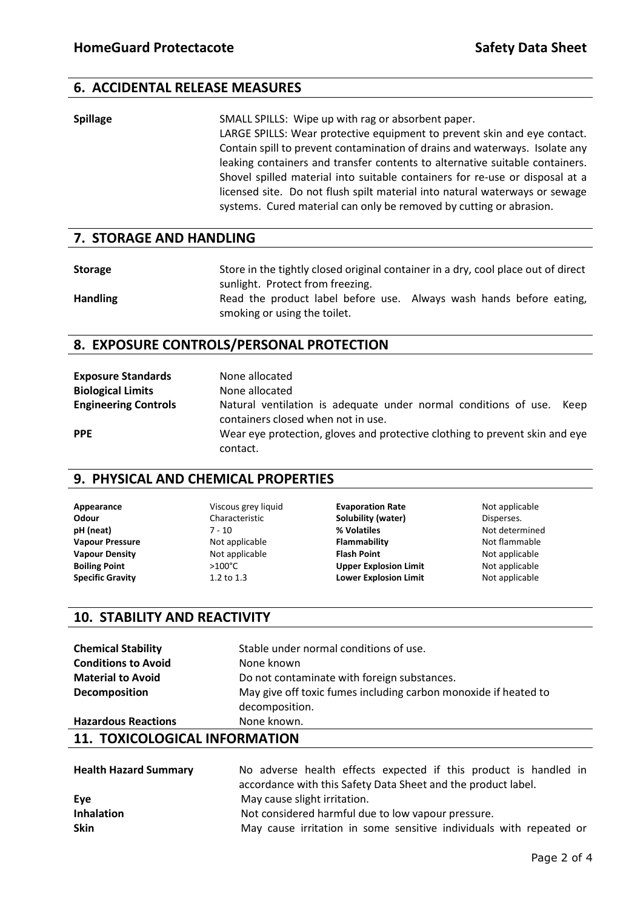## 6. ACCIDENTAL RELEASE MEASURES

**Spillage**

SMALL SPILLS: Wipe up with rag or absorbent paper.
LARGE SPILLS: Wear protective equipment to prevent skin and eye contact. Contain spill to prevent contamination of drains and waterways. Isolate any leaking containers and transfer contents to alternative suitable containers. Shovel spilled material into suitable containers for re-use or disposal at a licensed site. Do not flush spilt material into natural waterways or sewage systems. Cured material can only be removed by cutting or abrasion.

## 7. STORAGE AND HANDLING

**Storage** Store in the tightly closed original container in a dry, cool place out of direct sunlight. Protect from freezing.

**Handling** Read the product label before use. Always wash hands before eating, smoking or using the toilet.

## 8. EXPOSURE CONTROLS/PERSONAL PROTECTION

**Exposure Standards** None allocated

**Biological Limits** None allocated

**Engineering Controls** Natural ventilation is adequate under normal conditions of use. Keep containers closed when not in use.

**PPE** Wear eye protection, gloves and protective clothing to prevent skin and eye contact.

## 9. PHYSICAL AND CHEMICAL PROPERTIES

| | | | |
|---|---|---|---|
| **Appearance** | Viscous grey liquid | **Evaporation Rate** | Not applicable |
| **Odour** | Characteristic | **Solubility (water)** | Disperses. |
| **pH (neat)** | 7 - 10 | **% Volatiles** | Not determined |
| **Vapour Pressure** | Not applicable | **Flammability** | Not flammable |
| **Vapour Density** | Not applicable | **Flash Point** | Not applicable |
| **Boiling Point** | >100°C | **Upper Explosion Limit** | Not applicable |
| **Specific Gravity** | 1.2 to 1.3 | **Lower Explosion Limit** | Not applicable |

## 10. STABILITY AND REACTIVITY

**Chemical Stability** Stable under normal conditions of use.

**Conditions to Avoid** None known

**Material to Avoid** Do not contaminate with foreign substances.

**Decomposition** May give off toxic fumes including carbon monoxide if heated to decomposition.

**Hazardous Reactions** None known.

## 11. TOXICOLOGICAL INFORMATION

**Health Hazard Summary** No adverse health effects expected if this product is handled in accordance with this Safety Data Sheet and the product label.

**Eye** May cause slight irritation.

**Inhalation** Not considered harmful due to low vapour pressure.

**Skin** May cause irritation in some sensitive individuals with repeated or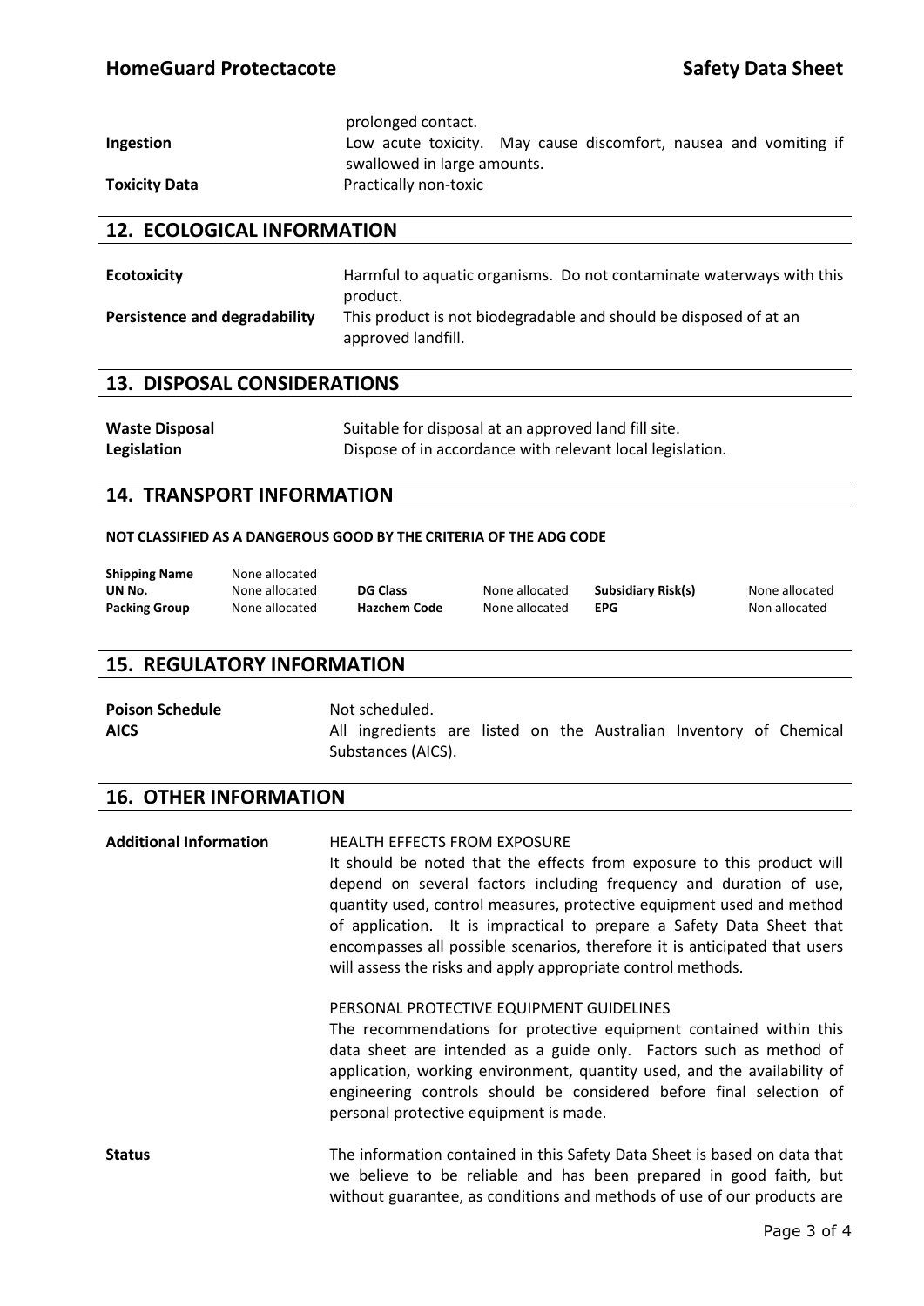prolonged contact.

| | |
|---|---|
| **Ingestion** | Low acute toxicity. May cause discomfort, nausea and vomiting if swallowed in large amounts. |
| **Toxicity Data** | Practically non-toxic |

## 12. ECOLOGICAL INFORMATION

| | |
|---|---|
| **Ecotoxicity** | Harmful to aquatic organisms. Do not contaminate waterways with this product. |
| **Persistence and degradability** | This product is not biodegradable and should be disposed of at an approved landfill. |

## 13. DISPOSAL CONSIDERATIONS

| | |
|---|---|
| **Waste Disposal** | Suitable for disposal at an approved land fill site. |
| **Legislation** | Dispose of in accordance with relevant local legislation. |

## 14. TRANSPORT INFORMATION

**NOT CLASSIFIED AS A DANGEROUS GOOD BY THE CRITERIA OF THE ADG CODE**

| | | | | | |
|---|---|---|---|---|---|
| **Shipping Name** | None allocated | | | | |
| **UN No.** | None allocated | **DG Class** | None allocated | **Subsidiary Risk(s)** | None allocated |
| **Packing Group** | None allocated | **Hazchem Code** | None allocated | **EPG** | Non allocated |

## 15. REGULATORY INFORMATION

| | |
|---|---|
| **Poison Schedule** | Not scheduled. |
| **AICS** | All ingredients are listed on the Australian Inventory of Chemical Substances (AICS). |

## 16. OTHER INFORMATION

**Additional Information**

HEALTH EFFECTS FROM EXPOSURE

It should be noted that the effects from exposure to this product will depend on several factors including frequency and duration of use, quantity used, control measures, protective equipment used and method of application. It is impractical to prepare a Safety Data Sheet that encompasses all possible scenarios, therefore it is anticipated that users will assess the risks and apply appropriate control methods.

PERSONAL PROTECTIVE EQUIPMENT GUIDELINES

The recommendations for protective equipment contained within this data sheet are intended as a guide only. Factors such as method of application, working environment, quantity used, and the availability of engineering controls should be considered before final selection of personal protective equipment is made.

**Status**

The information contained in this Safety Data Sheet is based on data that we believe to be reliable and has been prepared in good faith, but without guarantee, as conditions and methods of use of our products are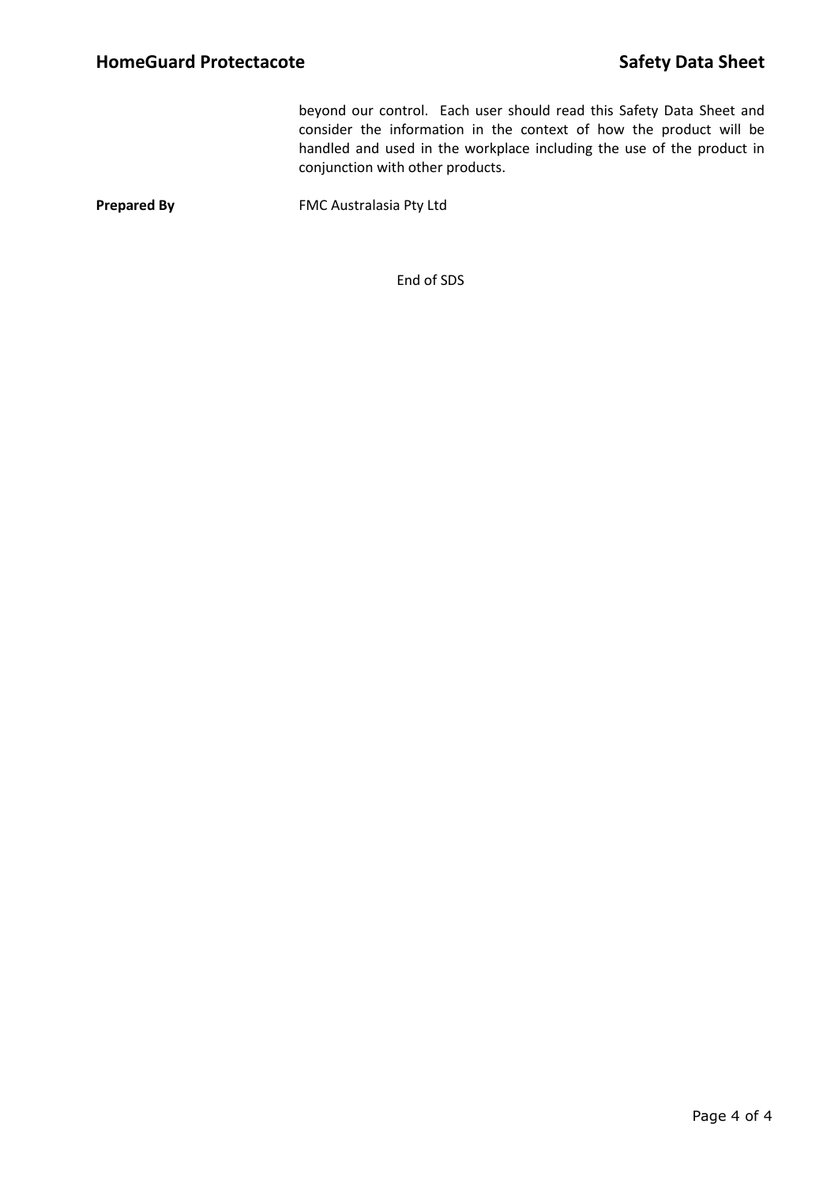beyond our control. Each user should read this Safety Data Sheet and consider the information in the context of how the product will be handled and used in the workplace including the use of the product in conjunction with other products.

**Prepared By** FMC Australasia Pty Ltd

End of SDS